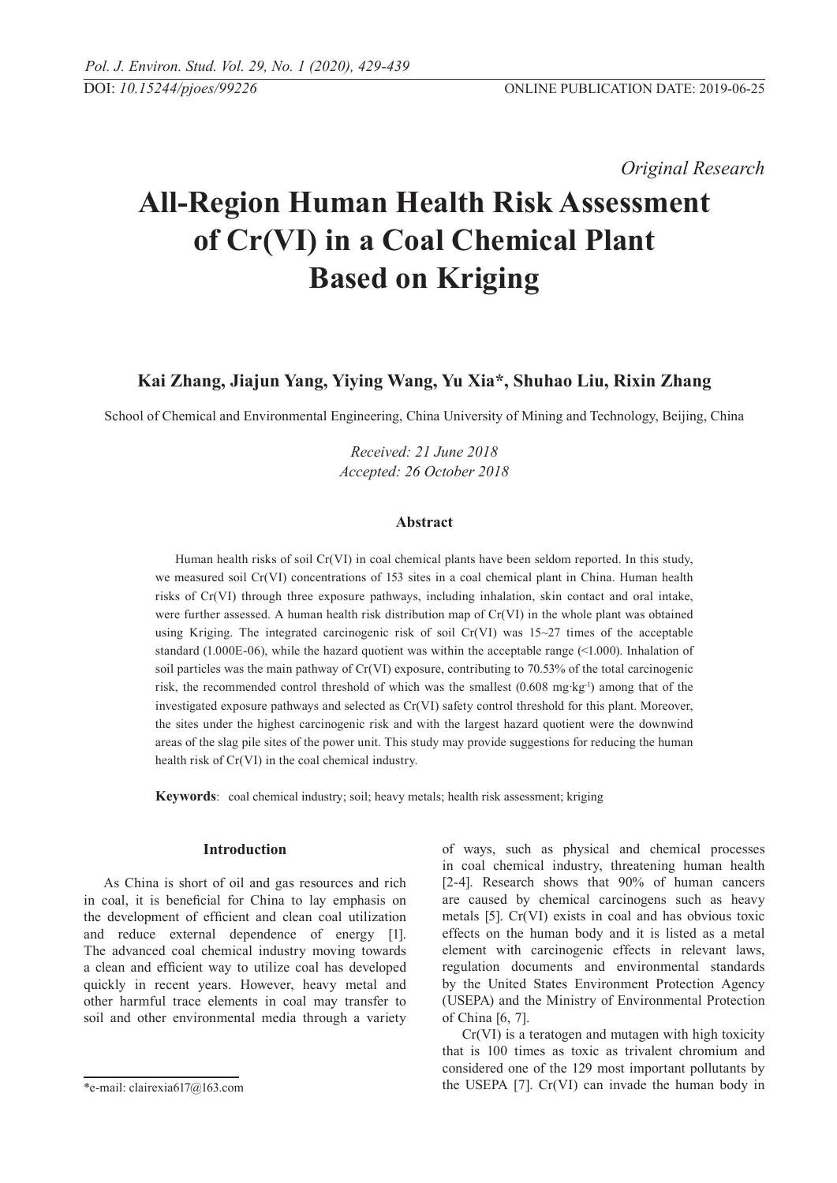*Original Research*

# All-Region Human Health Risk Assessment of Cr(VI) in a Coal Chemical Plant Based on Kriging

**Kai Zhang, Jiajun Yang, Yiying Wang, Yu Xia*, Shuhao Liu, Rixin Zhang**

School of Chemical and Environmental Engineering, China University of Mining and Technology, Beijing, China

*Received: 21 June 2018*
*Accepted: 26 October 2018*

## Abstract

Human health risks of soil Cr(VI) in coal chemical plants have been seldom reported. In this study, we measured soil Cr(VI) concentrations of 153 sites in a coal chemical plant in China. Human health risks of Cr(VI) through three exposure pathways, including inhalation, skin contact and oral intake, were further assessed. A human health risk distribution map of Cr(VI) in the whole plant was obtained using Kriging. The integrated carcinogenic risk of soil Cr(VI) was 15~27 times of the acceptable standard (1.000E-06), while the hazard quotient was within the acceptable range (<1.000). Inhalation of soil particles was the main pathway of Cr(VI) exposure, contributing to 70.53% of the total carcinogenic risk, the recommended control threshold of which was the smallest (0.608 $mg \cdot kg^{-1}$) among that of the investigated exposure pathways and selected as Cr(VI) safety control threshold for this plant. Moreover, the sites under the highest carcinogenic risk and with the largest hazard quotient were the downwind areas of the slag pile sites of the power unit. This study may provide suggestions for reducing the human health risk of Cr(VI) in the coal chemical industry.

**Keywords**: coal chemical industry; soil; heavy metals; health risk assessment; kriging

## Introduction

As China is short of oil and gas resources and rich in coal, it is beneficial for China to lay emphasis on the development of efficient and clean coal utilization and reduce external dependence of energy [1]. The advanced coal chemical industry moving towards a clean and efficient way to utilize coal has developed quickly in recent years. However, heavy metal and other harmful trace elements in coal may transfer to soil and other environmental media through a variety of ways, such as physical and chemical processes in coal chemical industry, threatening human health [2-4]. Research shows that 90% of human cancers are caused by chemical carcinogens such as heavy metals [5]. Cr(VI) exists in coal and has obvious toxic effects on the human body and it is listed as a metal element with carcinogenic effects in relevant laws, regulation documents and environmental standards by the United States Environment Protection Agency (USEPA) and the Ministry of Environmental Protection of China [6, 7].

Cr(VI) is a teratogen and mutagen with high toxicity that is 100 times as toxic as trivalent chromium and considered one of the 129 most important pollutants by the USEPA [7]. Cr(VI) can invade the human body in

*e-mail: clairexia617@163.com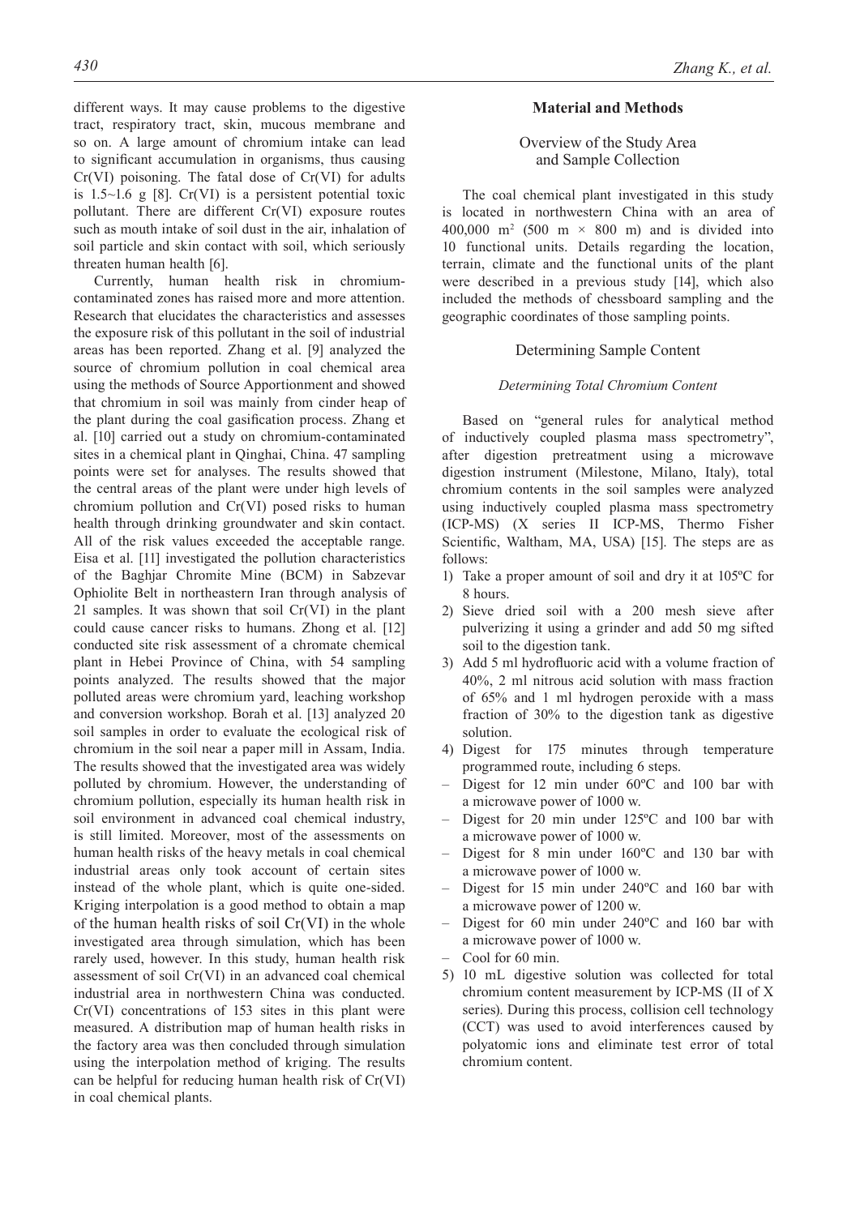different ways. It may cause problems to the digestive tract, respiratory tract, skin, mucous membrane and so on. A large amount of chromium intake can lead to significant accumulation in organisms, thus causing Cr(VI) poisoning. The fatal dose of Cr(VI) for adults is 1.5~1.6 g [8]. Cr(VI) is a persistent potential toxic pollutant. There are different Cr(VI) exposure routes such as mouth intake of soil dust in the air, inhalation of soil particle and skin contact with soil, which seriously threaten human health [6].

Currently, human health risk in chromium-contaminated zones has raised more and more attention. Research that elucidates the characteristics and assesses the exposure risk of this pollutant in the soil of industrial areas has been reported. Zhang et al. [9] analyzed the source of chromium pollution in coal chemical area using the methods of Source Apportionment and showed that chromium in soil was mainly from cinder heap of the plant during the coal gasification process. Zhang et al. [10] carried out a study on chromium-contaminated sites in a chemical plant in Qinghai, China. 47 sampling points were set for analyses. The results showed that the central areas of the plant were under high levels of chromium pollution and Cr(VI) posed risks to human health through drinking groundwater and skin contact. All of the risk values exceeded the acceptable range. Eisa et al. [11] investigated the pollution characteristics of the Baghjar Chromite Mine (BCM) in Sabzevar Ophiolite Belt in northeastern Iran through analysis of 21 samples. It was shown that soil Cr(VI) in the plant could cause cancer risks to humans. Zhong et al. [12] conducted site risk assessment of a chromate chemical plant in Hebei Province of China, with 54 sampling points analyzed. The results showed that the major polluted areas were chromium yard, leaching workshop and conversion workshop. Borah et al. [13] analyzed 20 soil samples in order to evaluate the ecological risk of chromium in the soil near a paper mill in Assam, India. The results showed that the investigated area was widely polluted by chromium. However, the understanding of chromium pollution, especially its human health risk in soil environment in advanced coal chemical industry, is still limited. Moreover, most of the assessments on human health risks of the heavy metals in coal chemical industrial areas only took account of certain sites instead of the whole plant, which is quite one-sided. Kriging interpolation is a good method to obtain a map of the human health risks of soil Cr(VI) in the whole investigated area through simulation, which has been rarely used, however. In this study, human health risk assessment of soil Cr(VI) in an advanced coal chemical industrial area in northwestern China was conducted. Cr(VI) concentrations of 153 sites in this plant were measured. A distribution map of human health risks in the factory area was then concluded through simulation using the interpolation method of kriging. The results can be helpful for reducing human health risk of Cr(VI) in coal chemical plants.

## Material and Methods

### Overview of the Study Area and Sample Collection

The coal chemical plant investigated in this study is located in northwestern China with an area of 400,000 $m^2$ (500 m × 800 m) and is divided into 10 functional units. Details regarding the location, terrain, climate and the functional units of the plant were described in a previous study [14], which also included the methods of chessboard sampling and the geographic coordinates of those sampling points.

### Determining Sample Content

#### *Determining Total Chromium Content*

Based on "general rules for analytical method of inductively coupled plasma mass spectrometry", after digestion pretreatment using a microwave digestion instrument (Milestone, Milano, Italy), total chromium contents in the soil samples were analyzed using inductively coupled plasma mass spectrometry (ICP-MS) (X series II ICP-MS, Thermo Fisher Scientific, Waltham, MA, USA) [15]. The steps are as follows:

1) Take a proper amount of soil and dry it at 105ºC for 8 hours.
2) Sieve dried soil with a 200 mesh sieve after pulverizing it using a grinder and add 50 mg sifted soil to the digestion tank.
3) Add 5 ml hydrofluoric acid with a volume fraction of 40%, 2 ml nitrous acid solution with mass fraction of 65% and 1 ml hydrogen peroxide with a mass fraction of 30% to the digestion tank as digestive solution.
4) Digest for 175 minutes through temperature programmed route, including 6 steps.
   - Digest for 12 min under 60ºC and 100 bar with a microwave power of 1000 w.
   - Digest for 20 min under 125ºC and 100 bar with a microwave power of 1000 w.
   - Digest for 8 min under 160ºC and 130 bar with a microwave power of 1000 w.
   - Digest for 15 min under 240ºC and 160 bar with a microwave power of 1200 w.
   - Digest for 60 min under 240ºC and 160 bar with a microwave power of 1000 w.
   - Cool for 60 min.
5) 10 mL digestive solution was collected for total chromium content measurement by ICP-MS (II of X series). During this process, collision cell technology (CCT) was used to avoid interferences caused by polyatomic ions and eliminate test error of total chromium content.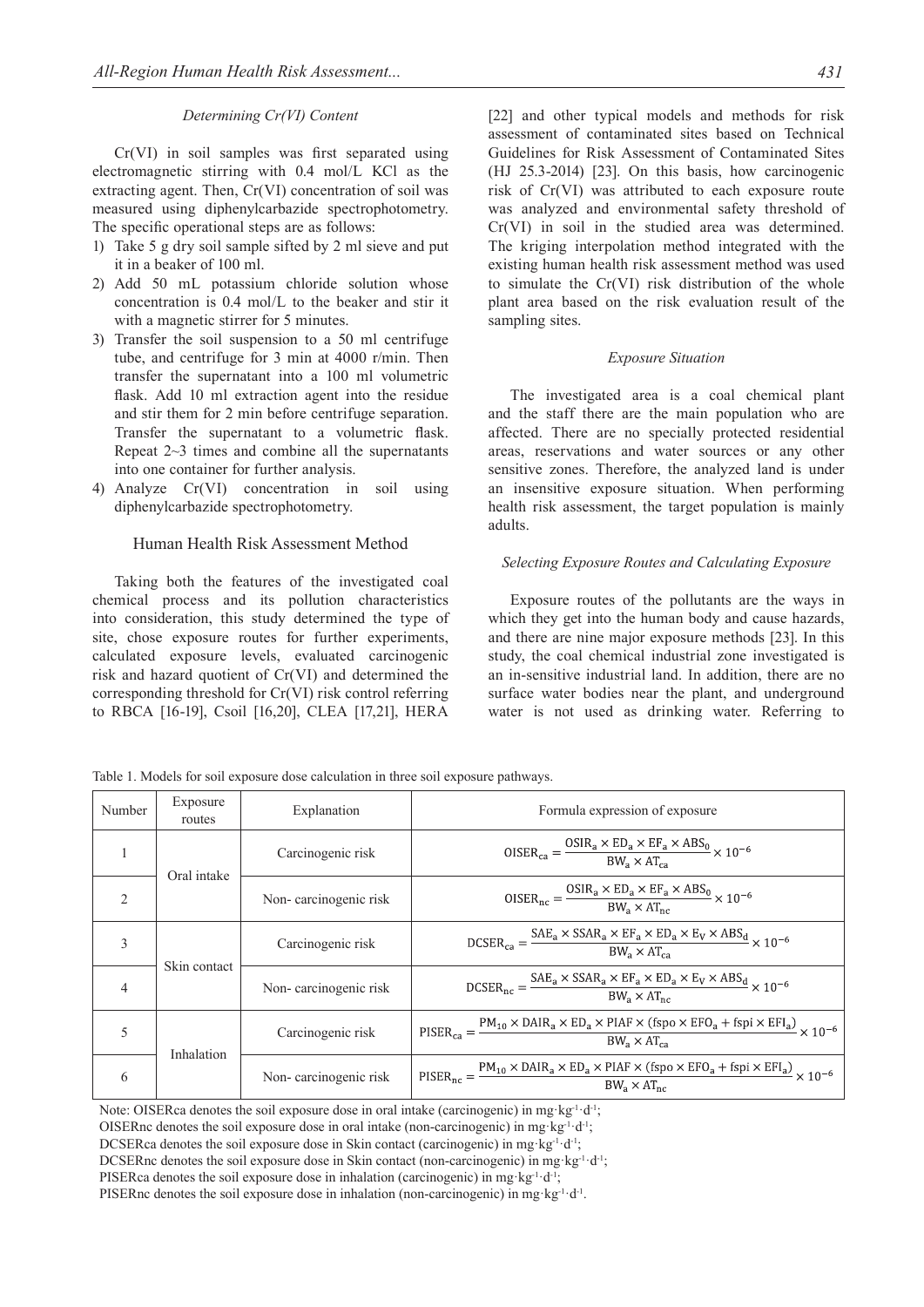#### *Determining Cr(VI) Content*

Cr(VI) in soil samples was first separated using electromagnetic stirring with 0.4 mol/L KCl as the extracting agent. Then, Cr(VI) concentration of soil was measured using diphenylcarbazide spectrophotometry. The specific operational steps are as follows:

1) Take 5 g dry soil sample sifted by 2 ml sieve and put it in a beaker of 100 ml.
2) Add 50 mL potassium chloride solution whose concentration is 0.4 mol/L to the beaker and stir it with a magnetic stirrer for 5 minutes.
3) Transfer the soil suspension to a 50 ml centrifuge tube, and centrifuge for 3 min at 4000 r/min. Then transfer the supernatant into a 100 ml volumetric flask. Add 10 ml extraction agent into the residue and stir them for 2 min before centrifuge separation. Transfer the supernatant to a volumetric flask. Repeat 2~3 times and combine all the supernatants into one container for further analysis.
4) Analyze Cr(VI) concentration in soil using diphenylcarbazide spectrophotometry.

### Human Health Risk Assessment Method

Taking both the features of the investigated coal chemical process and its pollution characteristics into consideration, this study determined the type of site, chose exposure routes for further experiments, calculated exposure levels, evaluated carcinogenic risk and hazard quotient of Cr(VI) and determined the corresponding threshold for Cr(VI) risk control referring to RBCA [16-19], Csoil [16,20], CLEA [17,21], HERA [22] and other typical models and methods for risk assessment of contaminated sites based on Technical Guidelines for Risk Assessment of Contaminated Sites (HJ 25.3-2014) [23]. On this basis, how carcinogenic risk of Cr(VI) was attributed to each exposure route was analyzed and environmental safety threshold of Cr(VI) in soil in the studied area was determined. The kriging interpolation method integrated with the existing human health risk assessment method was used to simulate the Cr(VI) risk distribution of the whole plant area based on the risk evaluation result of the sampling sites.

#### *Exposure Situation*

The investigated area is a coal chemical plant and the staff there are the main population who are affected. There are no specially protected residential areas, reservations and water sources or any other sensitive zones. Therefore, the analyzed land is under an insensitive exposure situation. When performing health risk assessment, the target population is mainly adults.

#### *Selecting Exposure Routes and Calculating Exposure*

Exposure routes of the pollutants are the ways in which they get into the human body and cause hazards, and there are nine major exposure methods [23]. In this study, the coal chemical industrial zone investigated is an in-sensitive industrial land. In addition, there are no surface water bodies near the plant, and underground water is not used as drinking water. Referring to

Table 1. Models for soil exposure dose calculation in three soil exposure pathways.

| Number | Exposure routes | Explanation | Formula expression of exposure |
|---|---|---|---|
| 1 | Oral intake | Carcinogenic risk | $\mathrm{OISER_{ca}} = \frac{\mathrm{OSIR_a \times ED_a \times EF_a \times ABS_0}}{\mathrm{BW_a \times AT_{ca}}} \times 10^{-6}$ |
| 2 | | Non- carcinogenic risk | $\mathrm{OISER_{nc}} = \frac{\mathrm{OSIR_a \times ED_a \times EF_a \times ABS_0}}{\mathrm{BW_a \times AT_{nc}}} \times 10^{-6}$ |
| 3 | Skin contact | Carcinogenic risk | $\mathrm{DCSER_{ca}} = \frac{\mathrm{SAE_a \times SSAR_a \times EF_a \times ED_a \times E_V \times ABS_d}}{\mathrm{BW_a \times AT_{ca}}} \times 10^{-6}$ |
| 4 | | Non- carcinogenic risk | $\mathrm{DCSER_{nc}} = \frac{\mathrm{SAE_a \times SSAR_a \times EF_a \times ED_a \times E_V \times ABS_d}}{\mathrm{BW_a \times AT_{nc}}} \times 10^{-6}$ |
| 5 | Inhalation | Carcinogenic risk | $\mathrm{PISER_{ca}} = \frac{\mathrm{PM_{10} \times DAIR_a \times ED_a \times PIAF \times (fspo \times EFO_a + fspi \times EFI_a)}}{\mathrm{BW_a \times AT_{ca}}} \times 10^{-6}$ |
| 6 | | Non- carcinogenic risk | $\mathrm{PISER_{nc}} = \frac{\mathrm{PM_{10} \times DAIR_a \times ED_a \times PIAF \times (fspo \times EFO_a + fspi \times EFI_a)}}{\mathrm{BW_a \times AT_{nc}}} \times 10^{-6}$ |

Note: OISERca denotes the soil exposure dose in oral intake (carcinogenic) in $mg\cdot kg^{-1}\cdot d^{-1}$;
OISERnc denotes the soil exposure dose in oral intake (non-carcinogenic) in $mg\cdot kg^{-1}\cdot d^{-1}$;
DCSERca denotes the soil exposure dose in Skin contact (carcinogenic) in $mg\cdot kg^{-1}\cdot d^{-1}$;
DCSERnc denotes the soil exposure dose in Skin contact (non-carcinogenic) in $mg\cdot kg^{-1}\cdot d^{-1}$;
PISERca denotes the soil exposure dose in inhalation (carcinogenic) in $mg\cdot kg^{-1}\cdot d^{-1}$;
PISERnc denotes the soil exposure dose in inhalation (non-carcinogenic) in $mg\cdot kg^{-1}\cdot d^{-1}$.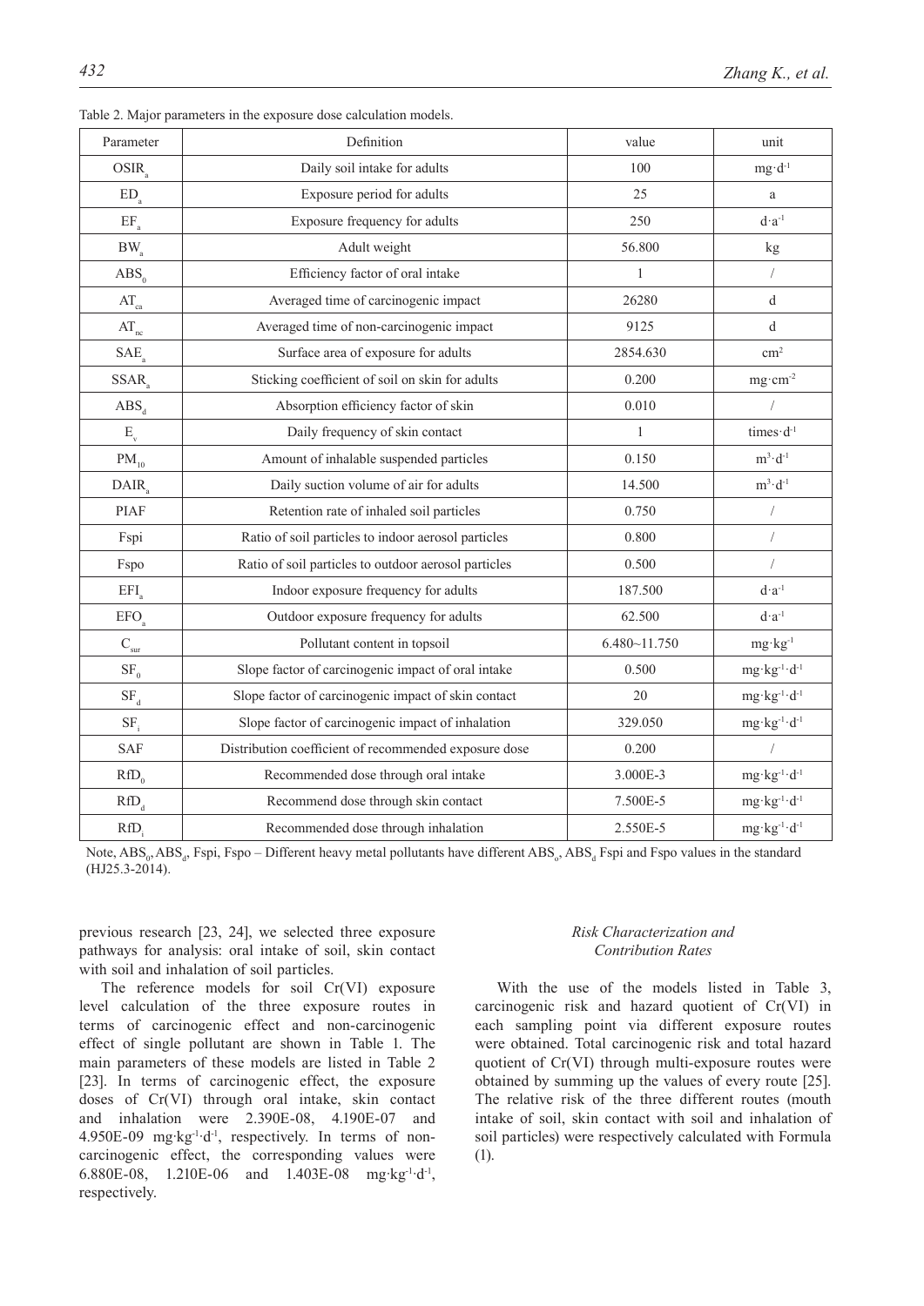Table 2. Major parameters in the exposure dose calculation models.

| Parameter | Definition | value | unit |
|---|---|---|---|
| $OSIR_a$ | Daily soil intake for adults | 100 | $mg \cdot d^{-1}$ |
| $ED_a$ | Exposure period for adults | 25 | a |
| $EF_a$ | Exposure frequency for adults | 250 | $d \cdot a^{-1}$ |
| $BW_a$ | Adult weight | 56.800 | kg |
| $ABS_0$ | Efficiency factor of oral intake | 1 | / |
| $AT_{ca}$ | Averaged time of carcinogenic impact | 26280 | d |
| $AT_{nc}$ | Averaged time of non-carcinogenic impact | 9125 | d |
| $SAE_a$ | Surface area of exposure for adults | 2854.630 | $cm^2$ |
| $SSAR_a$ | Sticking coefficient of soil on skin for adults | 0.200 | $mg \cdot cm^{-2}$ |
| $ABS_d$ | Absorption efficiency factor of skin | 0.010 | / |
| $E_v$ | Daily frequency of skin contact | 1 | $times \cdot d^{-1}$ |
| $PM_{10}$ | Amount of inhalable suspended particles | 0.150 | $m^3 \cdot d^{-1}$ |
| $DAIR_a$ | Daily suction volume of air for adults | 14.500 | $m^3 \cdot d^{-1}$ |
| PIAF | Retention rate of inhaled soil particles | 0.750 | / |
| Fspi | Ratio of soil particles to indoor aerosol particles | 0.800 | / |
| Fspo | Ratio of soil particles to outdoor aerosol particles | 0.500 | / |
| $EFI_a$ | Indoor exposure frequency for adults | 187.500 | $d \cdot a^{-1}$ |
| $EFO_a$ | Outdoor exposure frequency for adults | 62.500 | $d \cdot a^{-1}$ |
| $C_{sur}$ | Pollutant content in topsoil | 6.480~11.750 | $mg \cdot kg^{-1}$ |
| $SF_0$ | Slope factor of carcinogenic impact of oral intake | 0.500 | $mg \cdot kg^{-1} \cdot d^{-1}$ |
| $SF_d$ | Slope factor of carcinogenic impact of skin contact | 20 | $mg \cdot kg^{-1} \cdot d^{-1}$ |
| $SF_i$ | Slope factor of carcinogenic impact of inhalation | 329.050 | $mg \cdot kg^{-1} \cdot d^{-1}$ |
| SAF | Distribution coefficient of recommended exposure dose | 0.200 | / |
| $RfD_0$ | Recommended dose through oral intake | 3.000E-3 | $mg \cdot kg^{-1} \cdot d^{-1}$ |
| $RfD_d$ | Recommend dose through skin contact | 7.500E-5 | $mg \cdot kg^{-1} \cdot d^{-1}$ |
| $RfD_i$ | Recommended dose through inhalation | 2.550E-5 | $mg \cdot kg^{-1} \cdot d^{-1}$ |

Note, $ABS_0$, $ABS_d$, Fspi, Fspo – Different heavy metal pollutants have different $ABS_o$, $ABS_d$ Fspi and Fspo values in the standard (HJ25.3-2014).

previous research [23, 24], we selected three exposure pathways for analysis: oral intake of soil, skin contact with soil and inhalation of soil particles.

The reference models for soil Cr(VI) exposure level calculation of the three exposure routes in terms of carcinogenic effect and non-carcinogenic effect of single pollutant are shown in Table 1. The main parameters of these models are listed in Table 2 [23]. In terms of carcinogenic effect, the exposure doses of Cr(VI) through oral intake, skin contact and inhalation were 2.390E-08, 4.190E-07 and 4.950E-09 $mg \cdot kg^{-1} \cdot d^{-1}$, respectively. In terms of non-carcinogenic effect, the corresponding values were 6.880E-08, 1.210E-06 and 1.403E-08 $mg \cdot kg^{-1} \cdot d^{-1}$, respectively.

### *Risk Characterization and Contribution Rates*

With the use of the models listed in Table 3, carcinogenic risk and hazard quotient of Cr(VI) in each sampling point via different exposure routes were obtained. Total carcinogenic risk and total hazard quotient of Cr(VI) through multi-exposure routes were obtained by summing up the values of every route [25]. The relative risk of the three different routes (mouth intake of soil, skin contact with soil and inhalation of soil particles) were respectively calculated with Formula (1).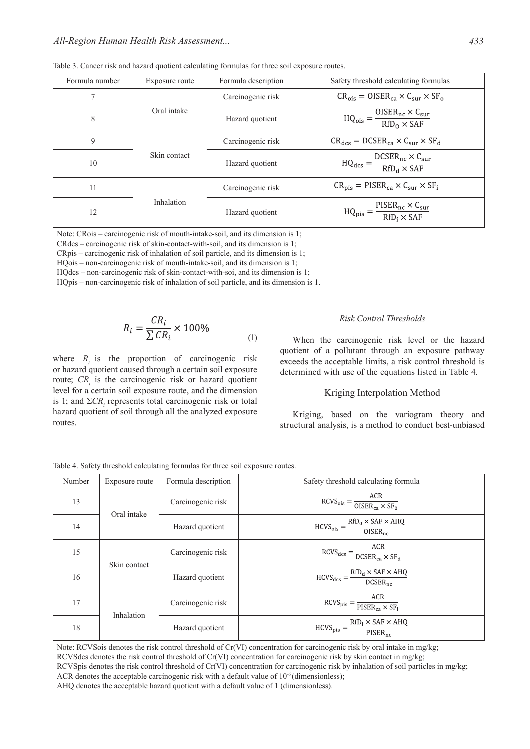Table 3. Cancer risk and hazard quotient calculating formulas for three soil exposure routes.

| Formula number | Exposure route | Formula description | Safety threshold calculating formulas |
|---|---|---|---|
| 7 | Oral intake | Carcinogenic risk | $CR_{ois} = OISER_{ca} \times C_{sur} \times SF_o$ |
| 8 | | Hazard quotient | $HQ_{ois} = \frac{OISER_{nc} \times C_{sur}}{RfD_O \times SAF}$ |
| 9 | Skin contact | Carcinogenic risk | $CR_{dcs} = DCSER_{ca} \times C_{sur} \times SF_d$ |
| 10 | | Hazard quotient | $HQ_{dcs} = \frac{DCSER_{nc} \times C_{sur}}{RfD_d \times SAF}$ |
| 11 | Inhalation | Carcinogenic risk | $CR_{pis} = PISER_{ca} \times C_{sur} \times SF_i$ |
| 12 | | Hazard quotient | $HQ_{pis} = \frac{PISER_{nc} \times C_{sur}}{RfD_i \times SAF}$ |

Note: CRois – carcinogenic risk of mouth-intake-soil, and its dimension is 1;
CRdcs – carcinogenic risk of skin-contact-with-soil, and its dimension is 1;
CRpis – carcinogenic risk of inhalation of soil particle, and its dimension is 1;
HQois – non-carcinogenic risk of mouth-intake-soil, and its dimension is 1;
HQdcs – non-carcinogenic risk of skin-contact-with-soi, and its dimension is 1;
HQpis – non-carcinogenic risk of inhalation of soil particle, and its dimension is 1.

$$R_i = \frac{CR_i}{\sum CR_i} \times 100\% \tag{1}$$

where $R_i$ is the proportion of carcinogenic risk or hazard quotient caused through a certain soil exposure route; $CR_i$ is the carcinogenic risk or hazard quotient level for a certain soil exposure route, and the dimension is 1; and $\Sigma CR_i$ represents total carcinogenic risk or total hazard quotient of soil through all the analyzed exposure routes.

### *Risk Control Thresholds*

When the carcinogenic risk level or the hazard quotient of a pollutant through an exposure pathway exceeds the acceptable limits, a risk control threshold is determined with use of the equations listed in Table 4.

## Kriging Interpolation Method

Kriging, based on the variogram theory and structural analysis, is a method to conduct best-unbiased

Table 4. Safety threshold calculating formulas for three soil exposure routes.

| Number | Exposure route | Formula description | Safety threshold calculating formula |
|---|---|---|---|
| 13 | Oral intake | Carcinogenic risk | $RCVS_{ois} = \frac{ACR}{OISER_{ca} \times SF_0}$ |
| 14 | | Hazard quotient | $HCVS_{ois} = \frac{RfD_0 \times SAF \times AHQ}{OISER_{nc}}$ |
| 15 | Skin contact | Carcinogenic risk | $RCVS_{dcs} = \frac{ACR}{DCSER_{ca} \times SF_d}$ |
| 16 | | Hazard quotient | $HCVS_{dcs} = \frac{RfD_d \times SAF \times AHQ}{DCSER_{nc}}$ |
| 17 | Inhalation | Carcinogenic risk | $RCVS_{pis} = \frac{ACR}{PISER_{ca} \times SF_i}$ |
| 18 | | Hazard quotient | $HCVS_{pis} = \frac{RfD_i \times SAF \times AHQ}{PISER_{nc}}$ |

Note: RCVSois denotes the risk control threshold of Cr(VI) concentration for carcinogenic risk by oral intake in mg/kg;
RCVSdcs denotes the risk control threshold of Cr(VI) concentration for carcinogenic risk by skin contact in mg/kg;
RCVSpis denotes the risk control threshold of Cr(VI) concentration for carcinogenic risk by inhalation of soil particles in mg/kg;
ACR denotes the acceptable carcinogenic risk with a default value of $10^{-6}$ (dimensionless);
AHQ denotes the acceptable hazard quotient with a default value of 1 (dimensionless).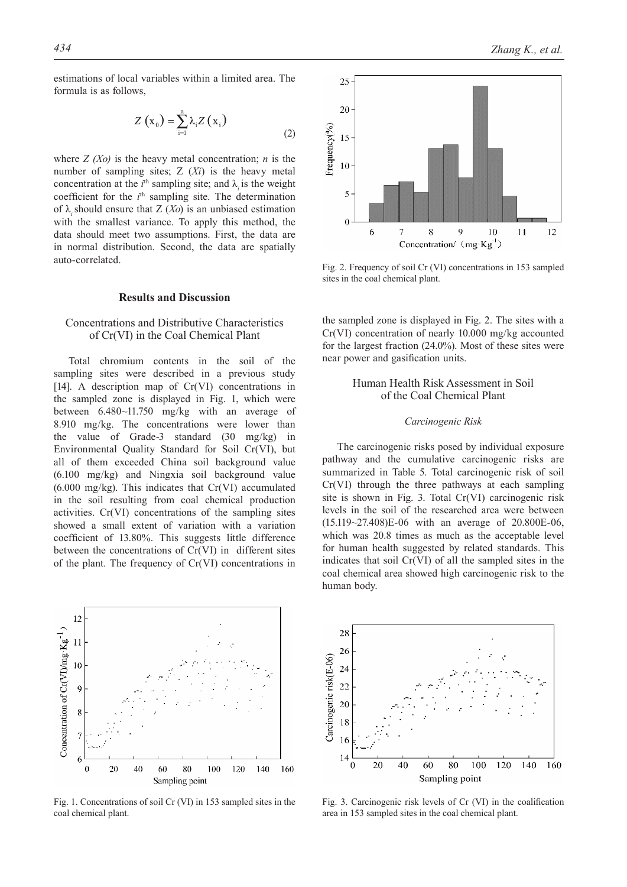estimations of local variables within a limited area. The formula is as follows,

$$Z(x_0) = \sum_{i=1}^{n} \lambda_i Z(x_i) \tag{2}$$

where $Z(X_o)$ is the heavy metal concentration; $n$ is the number of sampling sites; $Z(X_i)$ is the heavy metal concentration at the $i^{th}$ sampling site; and $\lambda_i$ is the weight coefficient for the $i^{th}$ sampling site. The determination of $\lambda_i$ should ensure that $Z(X_o)$ is an unbiased estimation with the smallest variance. To apply this method, the data should meet two assumptions. First, the data are in normal distribution. Second, the data are spatially auto-correlated.

## Results and Discussion

### Concentrations and Distributive Characteristics of Cr(VI) in the Coal Chemical Plant

Total chromium contents in the soil of the sampling sites were described in a previous study [14]. A description map of Cr(VI) concentrations in the sampled zone is displayed in Fig. 1, which were between 6.480~11.750 mg/kg with an average of 8.910 mg/kg. The concentrations were lower than the value of Grade-3 standard (30 mg/kg) in Environmental Quality Standard for Soil Cr(VI), but all of them exceeded China soil background value (6.100 mg/kg) and Ningxia soil background value (6.000 mg/kg). This indicates that Cr(VI) accumulated in the soil resulting from coal chemical production activities. Cr(VI) concentrations of the sampling sites showed a small extent of variation with a variation coefficient of 13.80%. This suggests little difference between the concentrations of Cr(VI) in different sites of the plant. The frequency of Cr(VI) concentrations in the sampled zone is displayed in Fig. 2. The sites with a Cr(VI) concentration of nearly 10.000 mg/kg accounted for the largest fraction (24.0%). Most of these sites were near power and gasification units.

Fig. 1. Concentrations of soil Cr (VI) in 153 sampled sites in the coal chemical plant.

Fig. 2. Frequency of soil Cr (VI) concentrations in 153 sampled sites in the coal chemical plant.

### Human Health Risk Assessment in Soil of the Coal Chemical Plant

#### *Carcinogenic Risk*

The carcinogenic risks posed by individual exposure pathway and the cumulative carcinogenic risks are summarized in Table 5. Total carcinogenic risk of soil Cr(VI) through the three pathways at each sampling site is shown in Fig. 3. Total Cr(VI) carcinogenic risk levels in the soil of the researched area were between (15.119~27.408)E-06 with an average of 20.800E-06, which was 20.8 times as much as the acceptable level for human health suggested by related standards. This indicates that soil Cr(VI) of all the sampled sites in the coal chemical area showed high carcinogenic risk to the human body.

Fig. 3. Carcinogenic risk levels of Cr (VI) in the coalification area in 153 sampled sites in the coal chemical plant.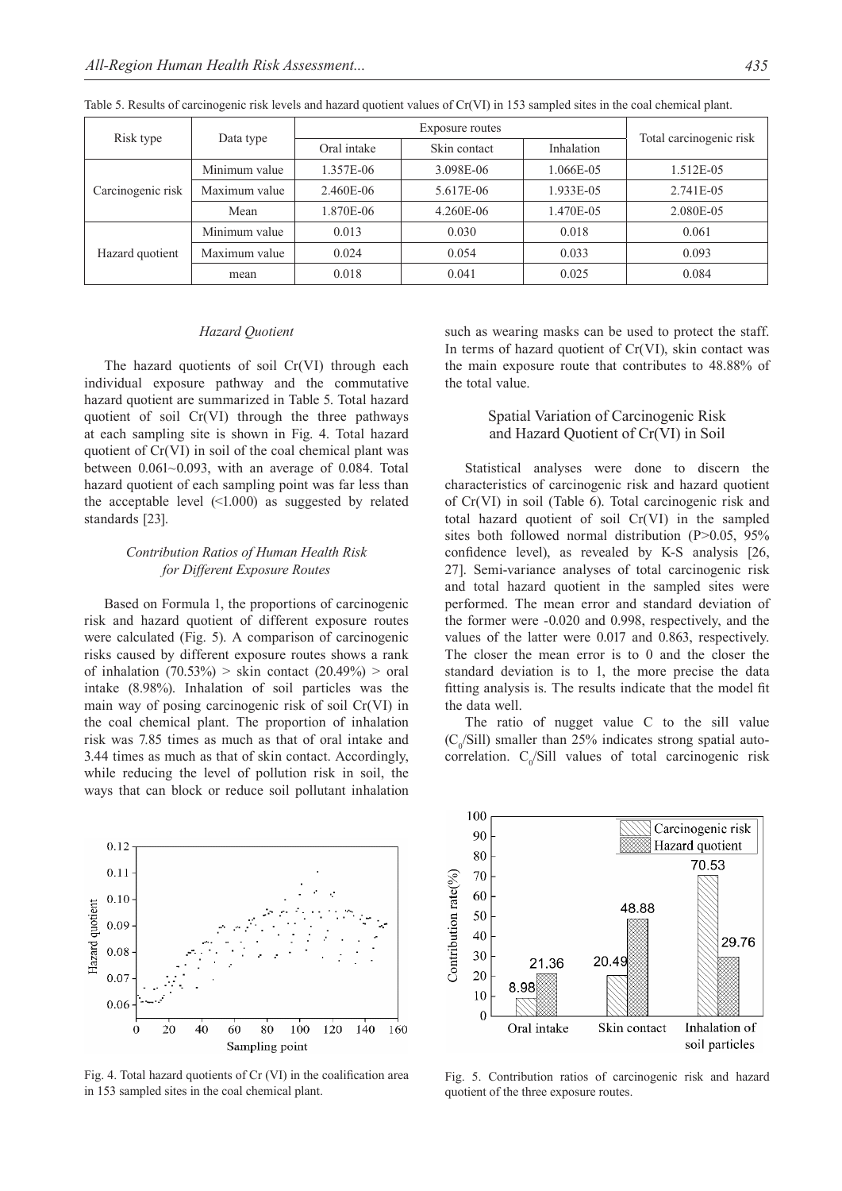Table 5. Results of carcinogenic risk levels and hazard quotient values of Cr(VI) in 153 sampled sites in the coal chemical plant.

| Risk type | Data type | Exposure routes | | | Total carcinogenic risk |
|---|---|---|---|---|---|
| | | Oral intake | Skin contact | Inhalation | |
| Carcinogenic risk | Minimum value | 1.357E-06 | 3.098E-06 | 1.066E-05 | 1.512E-05 |
| | Maximum value | 2.460E-06 | 5.617E-06 | 1.933E-05 | 2.741E-05 |
| | Mean | 1.870E-06 | 4.260E-06 | 1.470E-05 | 2.080E-05 |
| Hazard quotient | Minimum value | 0.013 | 0.030 | 0.018 | 0.061 |
| | Maximum value | 0.024 | 0.054 | 0.033 | 0.093 |
| | mean | 0.018 | 0.041 | 0.025 | 0.084 |

### *Hazard Quotient*

The hazard quotients of soil Cr(VI) through each individual exposure pathway and the commutative hazard quotient are summarized in Table 5. Total hazard quotient of soil Cr(VI) through the three pathways at each sampling site is shown in Fig. 4. Total hazard quotient of Cr(VI) in soil of the coal chemical plant was between 0.061~0.093, with an average of 0.084. Total hazard quotient of each sampling point was far less than the acceptable level (<1.000) as suggested by related standards [23].

### *Contribution Ratios of Human Health Risk for Different Exposure Routes*

Based on Formula 1, the proportions of carcinogenic risk and hazard quotient of different exposure routes were calculated (Fig. 5). A comparison of carcinogenic risks caused by different exposure routes shows a rank of inhalation (70.53%) > skin contact (20.49%) > oral intake (8.98%). Inhalation of soil particles was the main way of posing carcinogenic risk of soil Cr(VI) in the coal chemical plant. The proportion of inhalation risk was 7.85 times as much as that of oral intake and 3.44 times as much as that of skin contact. Accordingly, while reducing the level of pollution risk in soil, the ways that can block or reduce soil pollutant inhalation such as wearing masks can be used to protect the staff. In terms of hazard quotient of Cr(VI), skin contact was the main exposure route that contributes to 48.88% of the total value.

## Spatial Variation of Carcinogenic Risk and Hazard Quotient of Cr(VI) in Soil

Statistical analyses were done to discern the characteristics of carcinogenic risk and hazard quotient of Cr(VI) in soil (Table 6). Total carcinogenic risk and total hazard quotient of soil Cr(VI) in the sampled sites both followed normal distribution (P>0.05, 95% confidence level), as revealed by K-S analysis [26, 27]. Semi-variance analyses of total carcinogenic risk and total hazard quotient in the sampled sites were performed. The mean error and standard deviation of the former were -0.020 and 0.998, respectively, and the values of the latter were 0.017 and 0.863, respectively. The closer the mean error is to 0 and the closer the standard deviation is to 1, the more precise the data fitting analysis is. The results indicate that the model fit the data well.

The ratio of nugget value C to the sill value ($C_0$/Sill) smaller than 25% indicates strong spatial auto-correlation. $C_0$/Sill values of total carcinogenic risk

Fig. 4. Total hazard quotients of Cr (VI) in the coalification area in 153 sampled sites in the coal chemical plant.

Fig. 5. Contribution ratios of carcinogenic risk and hazard quotient of the three exposure routes.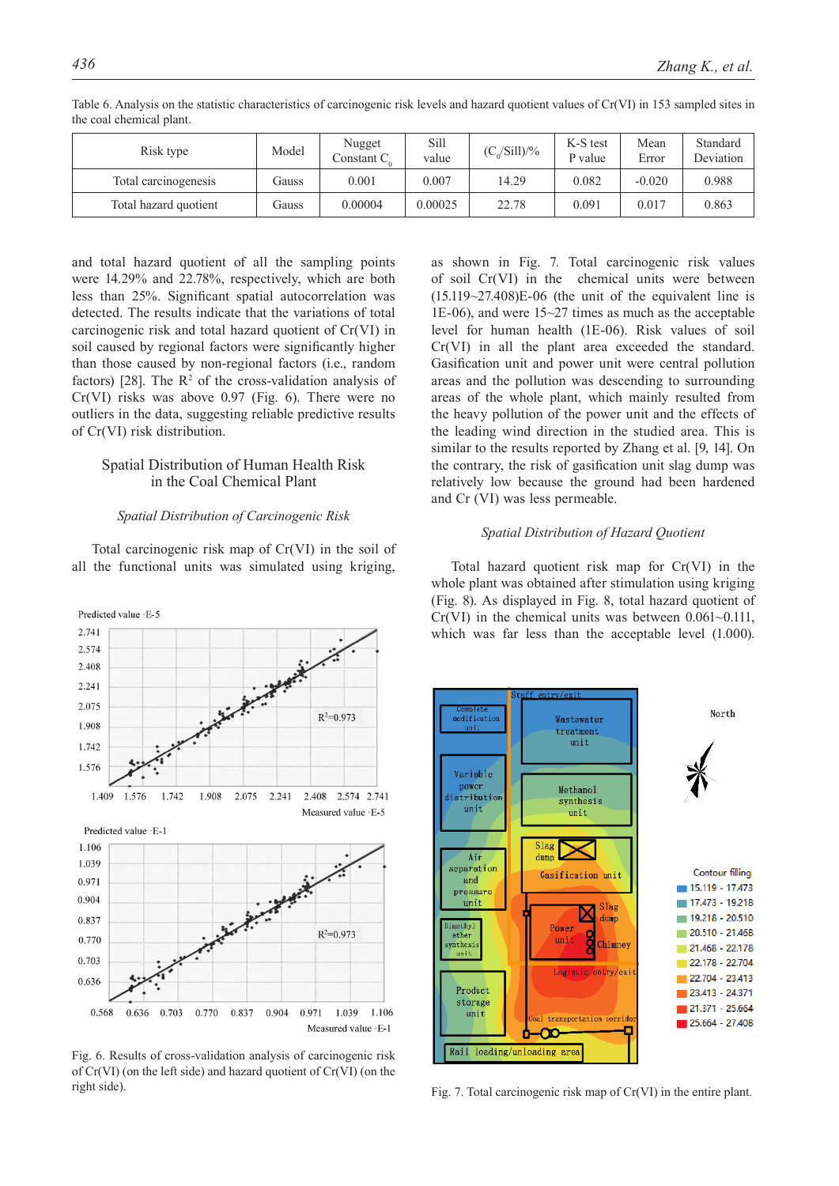Table 6. Analysis on the statistic characteristics of carcinogenic risk levels and hazard quotient values of Cr(VI) in 153 sampled sites in the coal chemical plant.

| Risk type | Model | Nugget Constant $C_0$ | Sill value | $(C_0/Sill)/\%$ | K-S test P value | Mean Error | Standard Deviation |
|---|---|---|---|---|---|---|---|
| Total carcinogenesis | Gauss | 0.001 | 0.007 | 14.29 | 0.082 | -0.020 | 0.988 |
| Total hazard quotient | Gauss | 0.00004 | 0.00025 | 22.78 | 0.091 | 0.017 | 0.863 |

and total hazard quotient of all the sampling points were 14.29% and 22.78%, respectively, which are both less than 25%. Significant spatial autocorrelation was detected. The results indicate that the variations of total carcinogenic risk and total hazard quotient of Cr(VI) in soil caused by regional factors were significantly higher than those caused by non-regional factors (i.e., random factors) [28]. The $R^2$ of the cross-validation analysis of Cr(VI) risks was above 0.97 (Fig. 6). There were no outliers in the data, suggesting reliable predictive results of Cr(VI) risk distribution.

## Spatial Distribution of Human Health Risk in the Coal Chemical Plant

### *Spatial Distribution of Carcinogenic Risk*

Total carcinogenic risk map of Cr(VI) in the soil of all the functional units was simulated using kriging, as shown in Fig. 7. Total carcinogenic risk values of soil Cr(VI) in the chemical units were between (15.119~27.408)E-06 (the unit of the equivalent line is 1E-06), and were 15~27 times as much as the acceptable level for human health (1E-06). Risk values of soil Cr(VI) in all the plant area exceeded the standard. Gasification unit and power unit were central pollution areas and the pollution was descending to surrounding areas of the whole plant, which mainly resulted from the heavy pollution of the power unit and the effects of the leading wind direction in the studied area. This is similar to the results reported by Zhang et al. [9, 14]. On the contrary, the risk of gasification unit slag dump was relatively low because the ground had been hardened and Cr (VI) was less permeable.

Fig. 6. Results of cross-validation analysis of carcinogenic risk of Cr(VI) (on the left side) and hazard quotient of Cr(VI) (on the right side).

### *Spatial Distribution of Hazard Quotient*

Total hazard quotient risk map for Cr(VI) in the whole plant was obtained after stimulation using kriging (Fig. 8). As displayed in Fig. 8, total hazard quotient of Cr(VI) in the chemical units was between 0.061~0.111, which was far less than the acceptable level (1.000).

Fig. 7. Total carcinogenic risk map of Cr(VI) in the entire plant.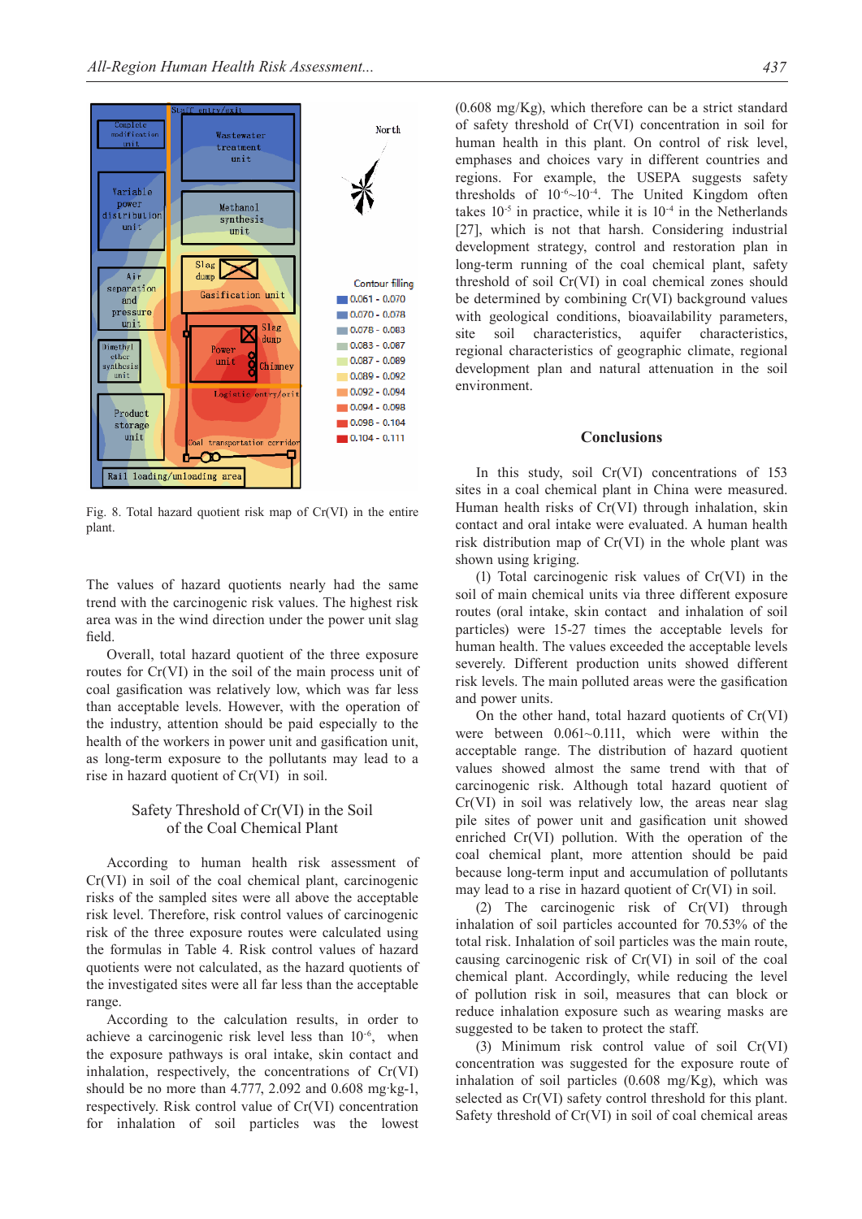Fig. 8. Total hazard quotient risk map of Cr(VI) in the entire plant.

The values of hazard quotients nearly had the same trend with the carcinogenic risk values. The highest risk area was in the wind direction under the power unit slag field.

Overall, total hazard quotient of the three exposure routes for Cr(VI) in the soil of the main process unit of coal gasification was relatively low, which was far less than acceptable levels. However, with the operation of the industry, attention should be paid especially to the health of the workers in power unit and gasification unit, as long-term exposure to the pollutants may lead to a rise in hazard quotient of Cr(VI) in soil.

### Safety Threshold of Cr(VI) in the Soil of the Coal Chemical Plant

According to human health risk assessment of Cr(VI) in soil of the coal chemical plant, carcinogenic risks of the sampled sites were all above the acceptable risk level. Therefore, risk control values of carcinogenic risk of the three exposure routes were calculated using the formulas in Table 4. Risk control values of hazard quotients were not calculated, as the hazard quotients of the investigated sites were all far less than the acceptable range.

According to the calculation results, in order to achieve a carcinogenic risk level less than $10^{-6}$, when the exposure pathways is oral intake, skin contact and inhalation, respectively, the concentrations of Cr(VI) should be no more than 4.777, 2.092 and 0.608 mg·kg-1, respectively. Risk control value of Cr(VI) concentration for inhalation of soil particles was the lowest (0.608 mg/Kg), which therefore can be a strict standard of safety threshold of Cr(VI) concentration in soil for human health in this plant. On control of risk level, emphases and choices vary in different countries and regions. For example, the USEPA suggests safety thresholds of $10^{-6}$~$10^{-4}$. The United Kingdom often takes $10^{-5}$ in practice, while it is $10^{-4}$ in the Netherlands [27], which is not that harsh. Considering industrial development strategy, control and restoration plan in long-term running of the coal chemical plant, safety threshold of soil Cr(VI) in coal chemical zones should be determined by combining Cr(VI) background values with geological conditions, bioavailability parameters, site soil characteristics, aquifer characteristics, regional characteristics of geographic climate, regional development plan and natural attenuation in the soil environment.

## Conclusions

In this study, soil Cr(VI) concentrations of 153 sites in a coal chemical plant in China were measured. Human health risks of Cr(VI) through inhalation, skin contact and oral intake were evaluated. A human health risk distribution map of Cr(VI) in the whole plant was shown using kriging.

(1) Total carcinogenic risk values of Cr(VI) in the soil of main chemical units via three different exposure routes (oral intake, skin contact and inhalation of soil particles) were 15-27 times the acceptable levels for human health. The values exceeded the acceptable levels severely. Different production units showed different risk levels. The main polluted areas were the gasification and power units.

On the other hand, total hazard quotients of Cr(VI) were between 0.061~0.111, which were within the acceptable range. The distribution of hazard quotient values showed almost the same trend with that of carcinogenic risk. Although total hazard quotient of Cr(VI) in soil was relatively low, the areas near slag pile sites of power unit and gasification unit showed enriched Cr(VI) pollution. With the operation of the coal chemical plant, more attention should be paid because long-term input and accumulation of pollutants may lead to a rise in hazard quotient of Cr(VI) in soil.

(2) The carcinogenic risk of Cr(VI) through inhalation of soil particles accounted for 70.53% of the total risk. Inhalation of soil particles was the main route, causing carcinogenic risk of Cr(VI) in soil of the coal chemical plant. Accordingly, while reducing the level of pollution risk in soil, measures that can block or reduce inhalation exposure such as wearing masks are suggested to be taken to protect the staff.

(3) Minimum risk control value of soil Cr(VI) concentration was suggested for the exposure route of inhalation of soil particles (0.608 mg/Kg), which was selected as Cr(VI) safety control threshold for this plant. Safety threshold of Cr(VI) in soil of coal chemical areas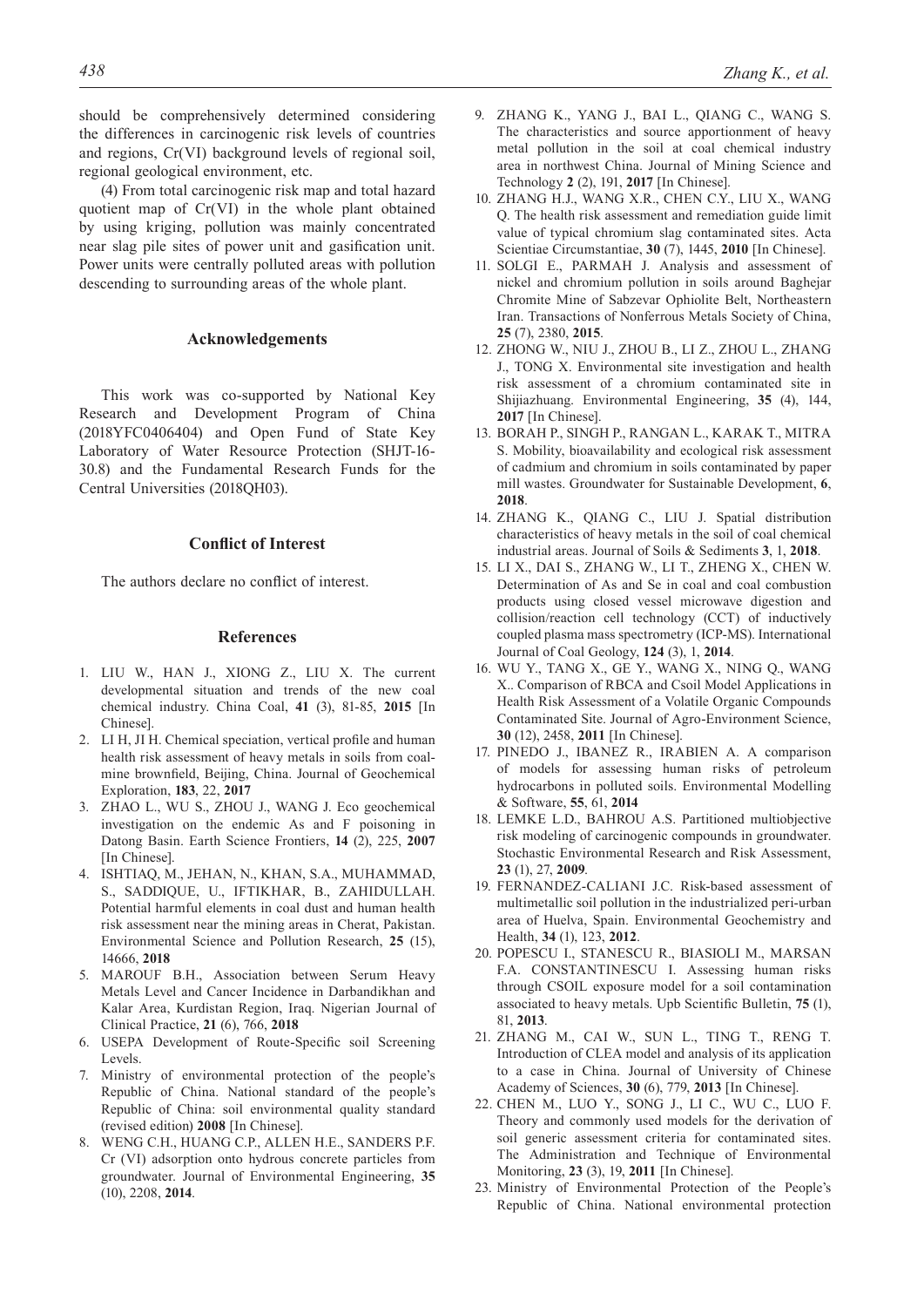should be comprehensively determined considering the differences in carcinogenic risk levels of countries and regions, Cr(VI) background levels of regional soil, regional geological environment, etc.

(4) From total carcinogenic risk map and total hazard quotient map of Cr(VI) in the whole plant obtained by using kriging, pollution was mainly concentrated near slag pile sites of power unit and gasification unit. Power units were centrally polluted areas with pollution descending to surrounding areas of the whole plant.

## Acknowledgements

This work was co-supported by National Key Research and Development Program of China (2018YFC0406404) and Open Fund of State Key Laboratory of Water Resource Protection (SHJT-16-30.8) and the Fundamental Research Funds for the Central Universities (2018QH03).

## Conflict of Interest

The authors declare no conflict of interest.

## References

1. LIU W., HAN J., XIONG Z., LIU X. The current developmental situation and trends of the new coal chemical industry. China Coal, **41** (3), 81-85, **2015** [In Chinese].
2. LI H, JI H. Chemical speciation, vertical profile and human health risk assessment of heavy metals in soils from coal-mine brownfield, Beijing, China. Journal of Geochemical Exploration, **183**, 22, **2017**
3. ZHAO L., WU S., ZHOU J., WANG J. Eco geochemical investigation on the endemic As and F poisoning in Datong Basin. Earth Science Frontiers, **14** (2), 225, **2007** [In Chinese].
4. ISHTIAQ, M., JEHAN, N., KHAN, S.A., MUHAMMAD, S., SADDIQUE, U., IFTIKHAR, B., ZAHIDULLAH. Potential harmful elements in coal dust and human health risk assessment near the mining areas in Cherat, Pakistan. Environmental Science and Pollution Research, **25** (15), 14666, **2018**
5. MAROUF B.H., Association between Serum Heavy Metals Level and Cancer Incidence in Darbandikhan and Kalar Area, Kurdistan Region, Iraq. Nigerian Journal of Clinical Practice, **21** (6), 766, **2018**
6. USEPA Development of Route-Specific soil Screening Levels.
7. Ministry of environmental protection of the people's Republic of China. National standard of the people's Republic of China: soil environmental quality standard (revised edition) **2008** [In Chinese].
8. WENG C.H., HUANG C.P., ALLEN H.E., SANDERS P.F. Cr (VI) adsorption onto hydrous concrete particles from groundwater. Journal of Environmental Engineering, **35** (10), 2208, **2014**.
9. ZHANG K., YANG J., BAI L., QIANG C., WANG S. The characteristics and source apportionment of heavy metal pollution in the soil at coal chemical industry area in northwest China. Journal of Mining Science and Technology **2** (2), 191, **2017** [In Chinese].
10. ZHANG H.J., WANG X.R., CHEN C.Y., LIU X., WANG Q. The health risk assessment and remediation guide limit value of typical chromium slag contaminated sites. Acta Scientiae Circumstantiae, **30** (7), 1445, **2010** [In Chinese].
11. SOLGI E., PARMAH J. Analysis and assessment of nickel and chromium pollution in soils around Baghejar Chromite Mine of Sabzevar Ophiolite Belt, Northeastern Iran. Transactions of Nonferrous Metals Society of China, **25** (7), 2380, **2015**.
12. ZHONG W., NIU J., ZHOU B., LI Z., ZHOU L., ZHANG J., TONG X. Environmental site investigation and health risk assessment of a chromium contaminated site in Shijiazhuang. Environmental Engineering, **35** (4), 144, **2017** [In Chinese].
13. BORAH P., SINGH P., RANGAN L., KARAK T., MITRA S. Mobility, bioavailability and ecological risk assessment of cadmium and chromium in soils contaminated by paper mill wastes. Groundwater for Sustainable Development, **6**, **2018**.
14. ZHANG K., QIANG C., LIU J. Spatial distribution characteristics of heavy metals in the soil of coal chemical industrial areas. Journal of Soils & Sediments **3**, 1, **2018**.
15. LI X., DAI S., ZHANG W., LI T., ZHENG X., CHEN W. Determination of As and Se in coal and coal combustion products using closed vessel microwave digestion and collision/reaction cell technology (CCT) of inductively coupled plasma mass spectrometry (ICP-MS). International Journal of Coal Geology, **124** (3), 1, **2014**.
16. WU Y., TANG X., GE Y., WANG X., NING Q., WANG X.. Comparison of RBCA and Csoil Model Applications in Health Risk Assessment of a Volatile Organic Compounds Contaminated Site. Journal of Agro-Environment Science, **30** (12), 2458, **2011** [In Chinese].
17. PINEDO J., IBANEZ R., IRABIEN A. A comparison of models for assessing human risks of petroleum hydrocarbons in polluted soils. Environmental Modelling & Software, **55**, 61, **2014**
18. LEMKE L.D., BAHROU A.S. Partitioned multiobjective risk modeling of carcinogenic compounds in groundwater. Stochastic Environmental Research and Risk Assessment, **23** (1), 27, **2009**.
19. FERNANDEZ-CALIANI J.C. Risk-based assessment of multimetallic soil pollution in the industrialized peri-urban area of Huelva, Spain. Environmental Geochemistry and Health, **34** (1), 123, **2012**.
20. POPESCU I., STANESCU R., BIASIOLI M., MARSAN F.A. CONSTANTINESCU I. Assessing human risks through CSOIL exposure model for a soil contamination associated to heavy metals. Upb Scientific Bulletin, **75** (1), 81, **2013**.
21. ZHANG M., CAI W., SUN L., TING T., RENG T. Introduction of CLEA model and analysis of its application to a case in China. Journal of University of Chinese Academy of Sciences, **30** (6), 779, **2013** [In Chinese].
22. CHEN M., LUO Y., SONG J., LI C., WU C., LUO F. Theory and commonly used models for the derivation of soil generic assessment criteria for contaminated sites. The Administration and Technique of Environmental Monitoring, **23** (3), 19, **2011** [In Chinese].
23. Ministry of Environmental Protection of the People's Republic of China. National environmental protection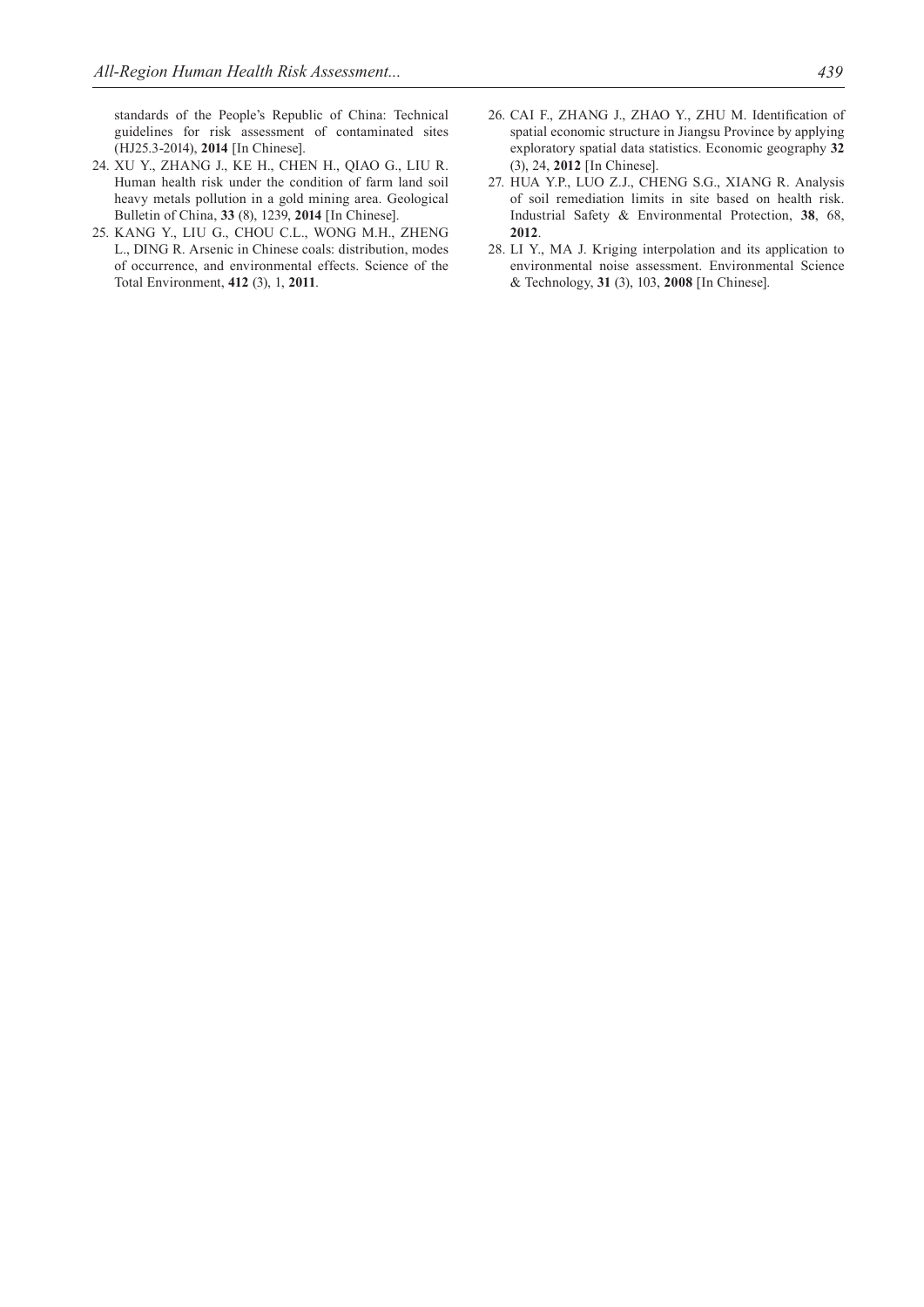standards of the People's Republic of China: Technical guidelines for risk assessment of contaminated sites (HJ25.3-2014), **2014** [In Chinese].

24. XU Y., ZHANG J., KE H., CHEN H., QIAO G., LIU R. Human health risk under the condition of farm land soil heavy metals pollution in a gold mining area. Geological Bulletin of China, **33** (8), 1239, **2014** [In Chinese].
25. KANG Y., LIU G., CHOU C.L., WONG M.H., ZHENG L., DING R. Arsenic in Chinese coals: distribution, modes of occurrence, and environmental effects. Science of the Total Environment, **412** (3), 1, **2011**.
26. CAI F., ZHANG J., ZHAO Y., ZHU M. Identification of spatial economic structure in Jiangsu Province by applying exploratory spatial data statistics. Economic geography **32** (3), 24, **2012** [In Chinese].
27. HUA Y.P., LUO Z.J., CHENG S.G., XIANG R. Analysis of soil remediation limits in site based on health risk. Industrial Safety & Environmental Protection, **38**, 68, **2012**.
28. LI Y., MA J. Kriging interpolation and its application to environmental noise assessment. Environmental Science & Technology, **31** (3), 103, **2008** [In Chinese].